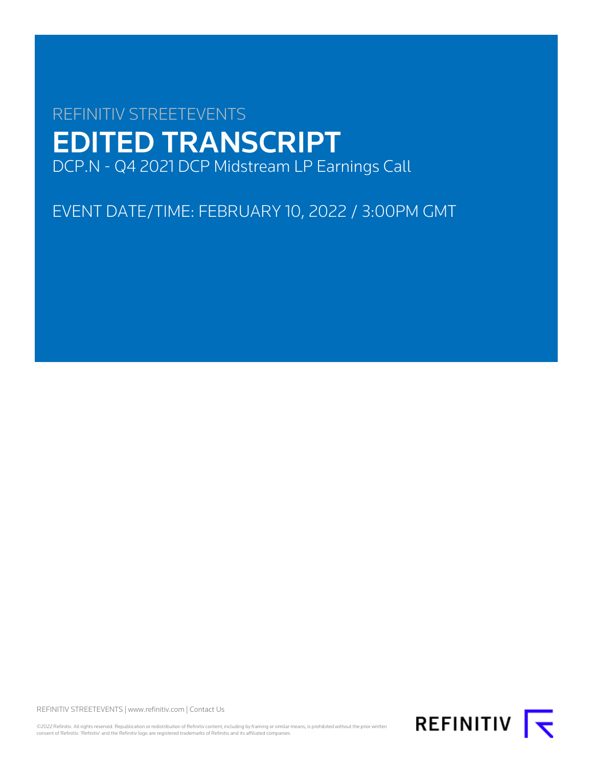REFINITIV STREETEVENTS

# EDITED TRANSCRIPT

DCP.N - Q4 2021 DCP Midstream LP Earnings Call

EVENT DATE/TIME: FEBRUARY 10, 2022 / 3:00PM GMT

REFINITIV STREETEVENTS | www.refinitiv.com | Contact Us

©2022 Refinitiv. All rights reserved. Republication or redistribution of Refinitiv content, including by framing or similar means, is prohibited without the prior written consent of Refinitiv. 'Refinitiv' and the Refinitiv logo are registered trademarks of Refinitiv and its affiliated companies.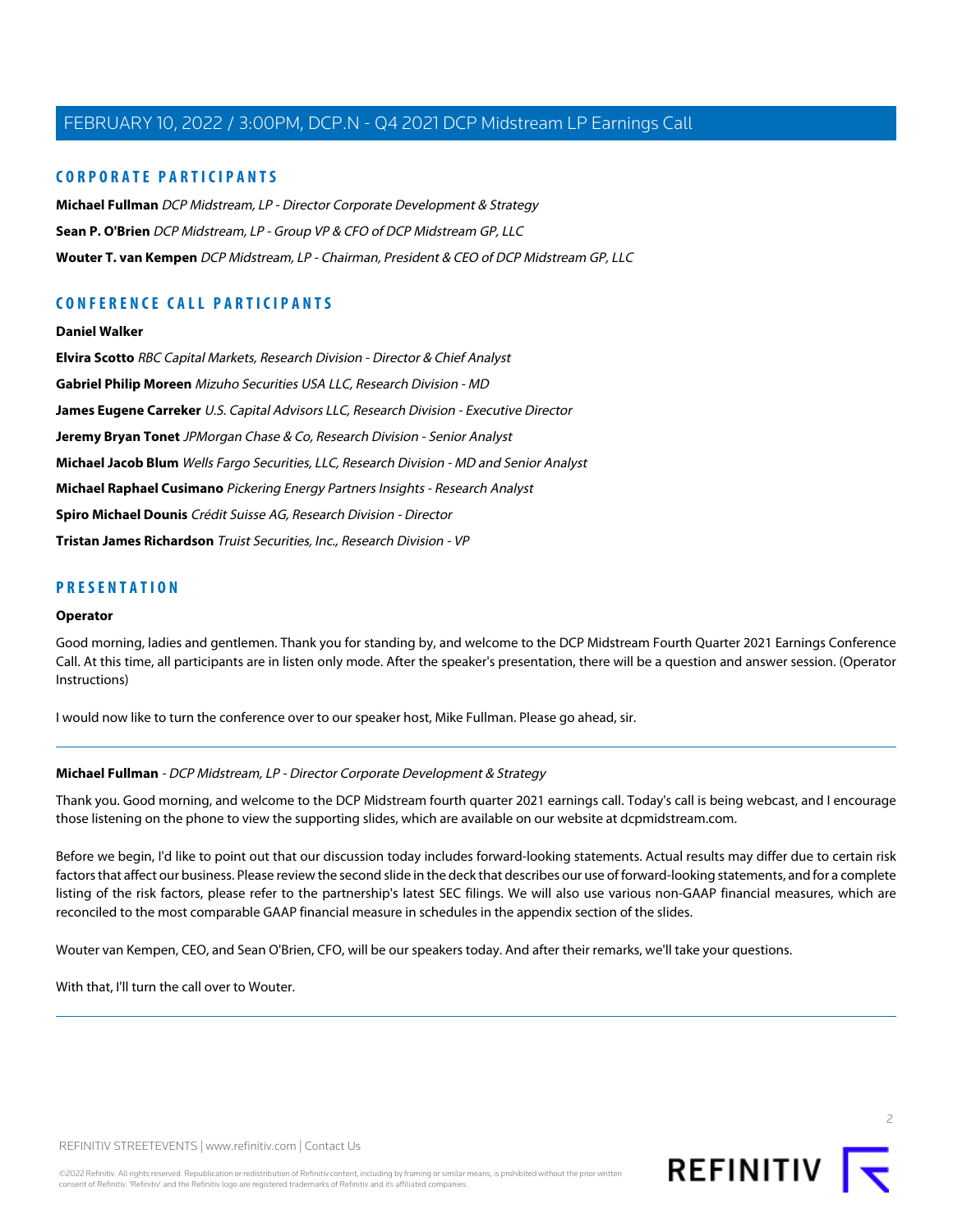## CORPORATE PARTICIPANTS

**Michael Fullman** *DCP Midstream, LP - Director Corporate Development & Strategy*

**Sean P. O'Brien** *DCP Midstream, LP - Group VP & CFO of DCP Midstream GP, LLC*

**Wouter T. van Kempen** *DCP Midstream, LP - Chairman, President & CEO of DCP Midstream GP, LLC*

## CONFERENCE CALL PARTICIPANTS

**Daniel Walker**

**Elvira Scotto** *RBC Capital Markets, Research Division - Director & Chief Analyst*

**Gabriel Philip Moreen** *Mizuho Securities USA LLC, Research Division - MD*

**James Eugene Carreker** *U.S. Capital Advisors LLC, Research Division - Executive Director*

**Jeremy Bryan Tonet** *JPMorgan Chase & Co, Research Division - Senior Analyst*

**Michael Jacob Blum** *Wells Fargo Securities, LLC, Research Division - MD and Senior Analyst*

**Michael Raphael Cusimano** *Pickering Energy Partners Insights - Research Analyst*

**Spiro Michael Dounis** *Crédit Suisse AG, Research Division - Director*

**Tristan James Richardson** *Truist Securities, Inc., Research Division - VP*

## PRESENTATION

**Operator**

Good morning, ladies and gentlemen. Thank you for standing by, and welcome to the DCP Midstream Fourth Quarter 2021 Earnings Conference Call. At this time, all participants are in listen only mode. After the speaker's presentation, there will be a question and answer session. (Operator Instructions)

I would now like to turn the conference over to our speaker host, Mike Fullman. Please go ahead, sir.

---

**Michael Fullman** - *DCP Midstream, LP - Director Corporate Development & Strategy*

Thank you. Good morning, and welcome to the DCP Midstream fourth quarter 2021 earnings call. Today's call is being webcast, and I encourage those listening on the phone to view the supporting slides, which are available on our website at dcpmidstream.com.

Before we begin, I'd like to point out that our discussion today includes forward-looking statements. Actual results may differ due to certain risk factors that affect our business. Please review the second slide in the deck that describes our use of forward-looking statements, and for a complete listing of the risk factors, please refer to the partnership's latest SEC filings. We will also use various non-GAAP financial measures, which are reconciled to the most comparable GAAP financial measure in schedules in the appendix section of the slides.

Wouter van Kempen, CEO, and Sean O'Brien, CFO, will be our speakers today. And after their remarks, we'll take your questions.

With that, I'll turn the call over to Wouter.

---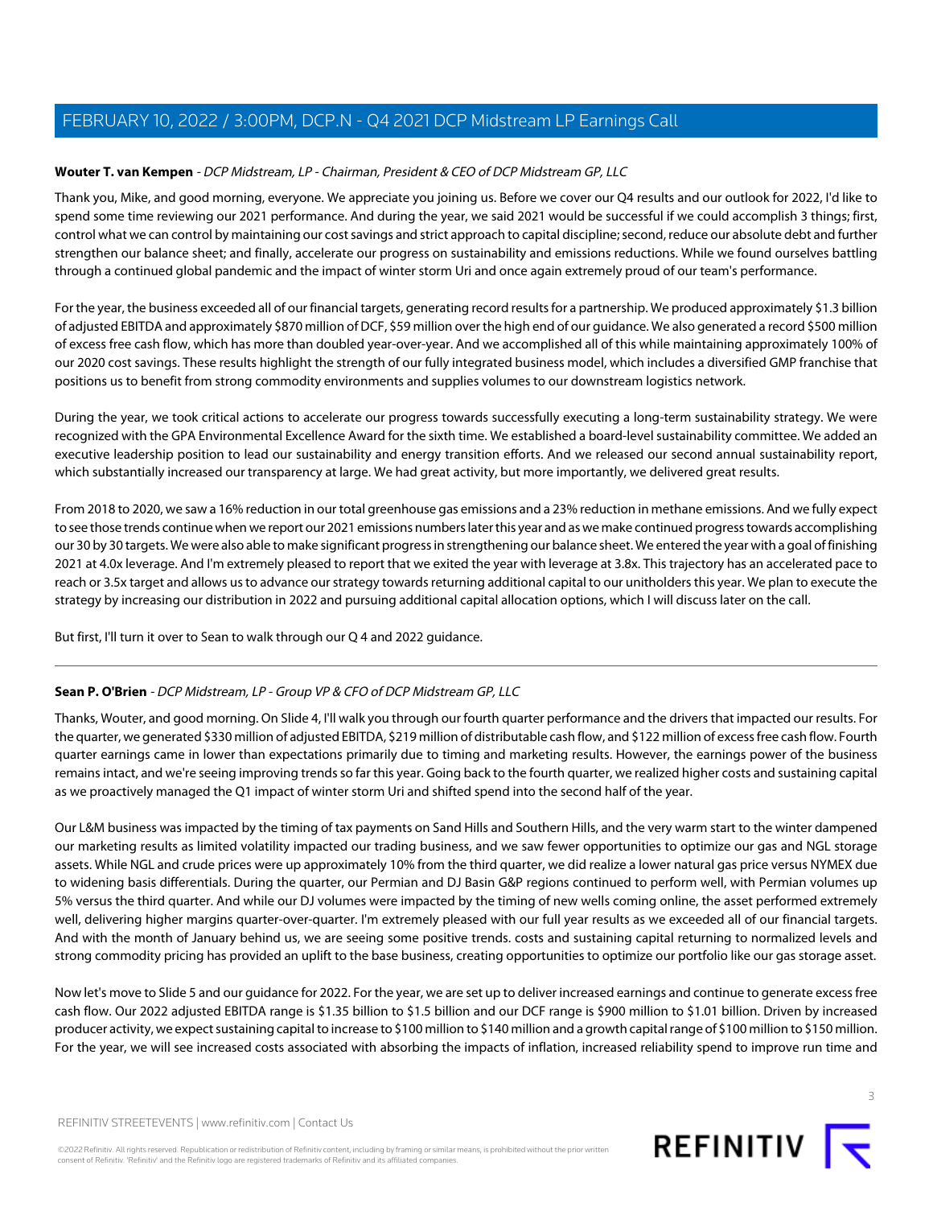**Wouter T. van Kempen** - *DCP Midstream, LP - Chairman, President & CEO of DCP Midstream GP, LLC*

Thank you, Mike, and good morning, everyone. We appreciate you joining us. Before we cover our Q4 results and our outlook for 2022, I'd like to spend some time reviewing our 2021 performance. And during the year, we said 2021 would be successful if we could accomplish 3 things; first, control what we can control by maintaining our cost savings and strict approach to capital discipline; second, reduce our absolute debt and further strengthen our balance sheet; and finally, accelerate our progress on sustainability and emissions reductions. While we found ourselves battling through a continued global pandemic and the impact of winter storm Uri and once again extremely proud of our team's performance.

For the year, the business exceeded all of our financial targets, generating record results for a partnership. We produced approximately $1.3 billion of adjusted EBITDA and approximately $870 million of DCF, $59 million over the high end of our guidance. We also generated a record $500 million of excess free cash flow, which has more than doubled year-over-year. And we accomplished all of this while maintaining approximately 100% of our 2020 cost savings. These results highlight the strength of our fully integrated business model, which includes a diversified GMP franchise that positions us to benefit from strong commodity environments and supplies volumes to our downstream logistics network.

During the year, we took critical actions to accelerate our progress towards successfully executing a long-term sustainability strategy. We were recognized with the GPA Environmental Excellence Award for the sixth time. We established a board-level sustainability committee. We added an executive leadership position to lead our sustainability and energy transition efforts. And we released our second annual sustainability report, which substantially increased our transparency at large. We had great activity, but more importantly, we delivered great results.

From 2018 to 2020, we saw a 16% reduction in our total greenhouse gas emissions and a 23% reduction in methane emissions. And we fully expect to see those trends continue when we report our 2021 emissions numbers later this year and as we make continued progress towards accomplishing our 30 by 30 targets. We were also able to make significant progress in strengthening our balance sheet. We entered the year with a goal of finishing 2021 at 4.0x leverage. And I'm extremely pleased to report that we exited the year with leverage at 3.8x. This trajectory has an accelerated pace to reach or 3.5x target and allows us to advance our strategy towards returning additional capital to our unitholders this year. We plan to execute the strategy by increasing our distribution in 2022 and pursuing additional capital allocation options, which I will discuss later on the call.

But first, I'll turn it over to Sean to walk through our Q 4 and 2022 guidance.

---

**Sean P. O'Brien** - *DCP Midstream, LP - Group VP & CFO of DCP Midstream GP, LLC*

Thanks, Wouter, and good morning. On Slide 4, I'll walk you through our fourth quarter performance and the drivers that impacted our results. For the quarter, we generated $330 million of adjusted EBITDA, $219 million of distributable cash flow, and $122 million of excess free cash flow. Fourth quarter earnings came in lower than expectations primarily due to timing and marketing results. However, the earnings power of the business remains intact, and we're seeing improving trends so far this year. Going back to the fourth quarter, we realized higher costs and sustaining capital as we proactively managed the Q1 impact of winter storm Uri and shifted spend into the second half of the year.

Our L&M business was impacted by the timing of tax payments on Sand Hills and Southern Hills, and the very warm start to the winter dampened our marketing results as limited volatility impacted our trading business, and we saw fewer opportunities to optimize our gas and NGL storage assets. While NGL and crude prices were up approximately 10% from the third quarter, we did realize a lower natural gas price versus NYMEX due to widening basis differentials. During the quarter, our Permian and DJ Basin G&P regions continued to perform well, with Permian volumes up 5% versus the third quarter. And while our DJ volumes were impacted by the timing of new wells coming online, the asset performed extremely well, delivering higher margins quarter-over-quarter. I'm extremely pleased with our full year results as we exceeded all of our financial targets. And with the month of January behind us, we are seeing some positive trends. costs and sustaining capital returning to normalized levels and strong commodity pricing has provided an uplift to the base business, creating opportunities to optimize our portfolio like our gas storage asset.

Now let's move to Slide 5 and our guidance for 2022. For the year, we are set up to deliver increased earnings and continue to generate excess free cash flow. Our 2022 adjusted EBITDA range is $1.35 billion to $1.5 billion and our DCF range is $900 million to $1.01 billion. Driven by increased producer activity, we expect sustaining capital to increase to $100 million to $140 million and a growth capital range of $100 million to $150 million. For the year, we will see increased costs associated with absorbing the impacts of inflation, increased reliability spend to improve run time and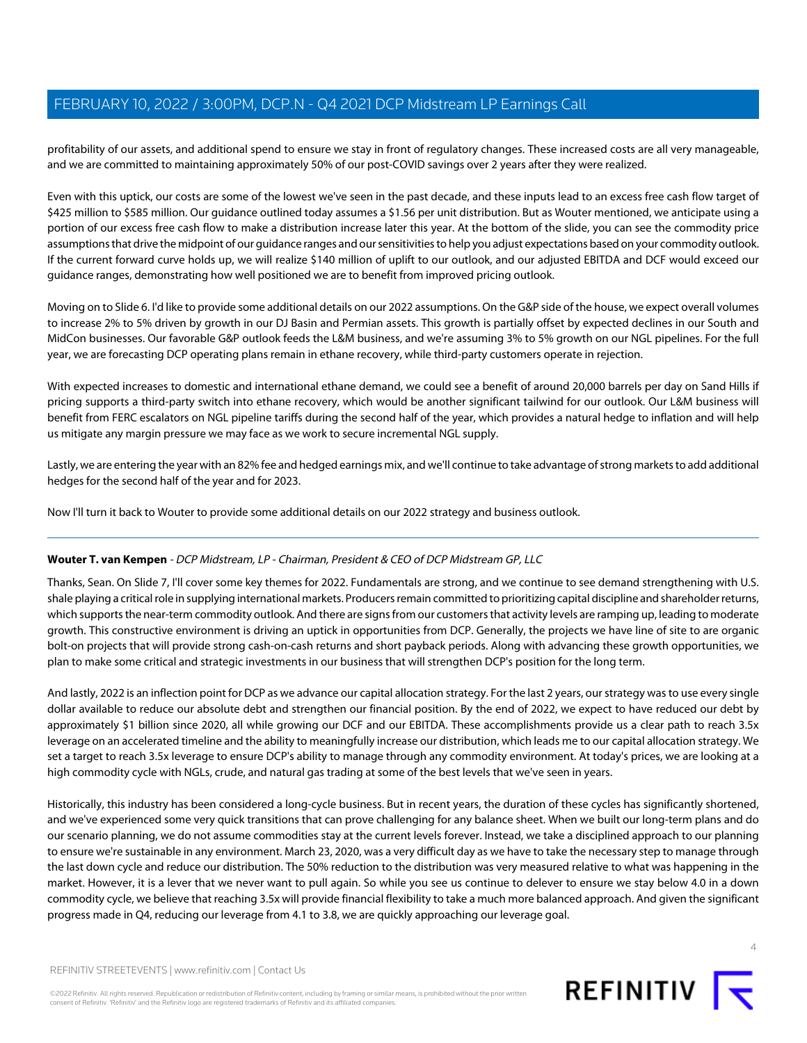profitability of our assets, and additional spend to ensure we stay in front of regulatory changes. These increased costs are all very manageable, and we are committed to maintaining approximately 50% of our post-COVID savings over 2 years after they were realized.

Even with this uptick, our costs are some of the lowest we've seen in the past decade, and these inputs lead to an excess free cash flow target of $425 million to $585 million. Our guidance outlined today assumes a $1.56 per unit distribution. But as Wouter mentioned, we anticipate using a portion of our excess free cash flow to make a distribution increase later this year. At the bottom of the slide, you can see the commodity price assumptions that drive the midpoint of our guidance ranges and our sensitivities to help you adjust expectations based on your commodity outlook. If the current forward curve holds up, we will realize $140 million of uplift to our outlook, and our adjusted EBITDA and DCF would exceed our guidance ranges, demonstrating how well positioned we are to benefit from improved pricing outlook.

Moving on to Slide 6. I'd like to provide some additional details on our 2022 assumptions. On the G&P side of the house, we expect overall volumes to increase 2% to 5% driven by growth in our DJ Basin and Permian assets. This growth is partially offset by expected declines in our South and MidCon businesses. Our favorable G&P outlook feeds the L&M business, and we're assuming 3% to 5% growth on our NGL pipelines. For the full year, we are forecasting DCP operating plans remain in ethane recovery, while third-party customers operate in rejection.

With expected increases to domestic and international ethane demand, we could see a benefit of around 20,000 barrels per day on Sand Hills if pricing supports a third-party switch into ethane recovery, which would be another significant tailwind for our outlook. Our L&M business will benefit from FERC escalators on NGL pipeline tariffs during the second half of the year, which provides a natural hedge to inflation and will help us mitigate any margin pressure we may face as we work to secure incremental NGL supply.

Lastly, we are entering the year with an 82% fee and hedged earnings mix, and we'll continue to take advantage of strong markets to add additional hedges for the second half of the year and for 2023.

Now I'll turn it back to Wouter to provide some additional details on our 2022 strategy and business outlook.

---

**Wouter T. van Kempen** - *DCP Midstream, LP - Chairman, President & CEO of DCP Midstream GP, LLC*

Thanks, Sean. On Slide 7, I'll cover some key themes for 2022. Fundamentals are strong, and we continue to see demand strengthening with U.S. shale playing a critical role in supplying international markets. Producers remain committed to prioritizing capital discipline and shareholder returns, which supports the near-term commodity outlook. And there are signs from our customers that activity levels are ramping up, leading to moderate growth. This constructive environment is driving an uptick in opportunities from DCP. Generally, the projects we have line of site to are organic bolt-on projects that will provide strong cash-on-cash returns and short payback periods. Along with advancing these growth opportunities, we plan to make some critical and strategic investments in our business that will strengthen DCP's position for the long term.

And lastly, 2022 is an inflection point for DCP as we advance our capital allocation strategy. For the last 2 years, our strategy was to use every single dollar available to reduce our absolute debt and strengthen our financial position. By the end of 2022, we expect to have reduced our debt by approximately $1 billion since 2020, all while growing our DCF and our EBITDA. These accomplishments provide us a clear path to reach 3.5x leverage on an accelerated timeline and the ability to meaningfully increase our distribution, which leads me to our capital allocation strategy. We set a target to reach 3.5x leverage to ensure DCP's ability to manage through any commodity environment. At today's prices, we are looking at a high commodity cycle with NGLs, crude, and natural gas trading at some of the best levels that we've seen in years.

Historically, this industry has been considered a long-cycle business. But in recent years, the duration of these cycles has significantly shortened, and we've experienced some very quick transitions that can prove challenging for any balance sheet. When we built our long-term plans and do our scenario planning, we do not assume commodities stay at the current levels forever. Instead, we take a disciplined approach to our planning to ensure we're sustainable in any environment. March 23, 2020, was a very difficult day as we have to take the necessary step to manage through the last down cycle and reduce our distribution. The 50% reduction to the distribution was very measured relative to what was happening in the market. However, it is a lever that we never want to pull again. So while you see us continue to delever to ensure we stay below 4.0 in a down commodity cycle, we believe that reaching 3.5x will provide financial flexibility to take a much more balanced approach. And given the significant progress made in Q4, reducing our leverage from 4.1 to 3.8, we are quickly approaching our leverage goal.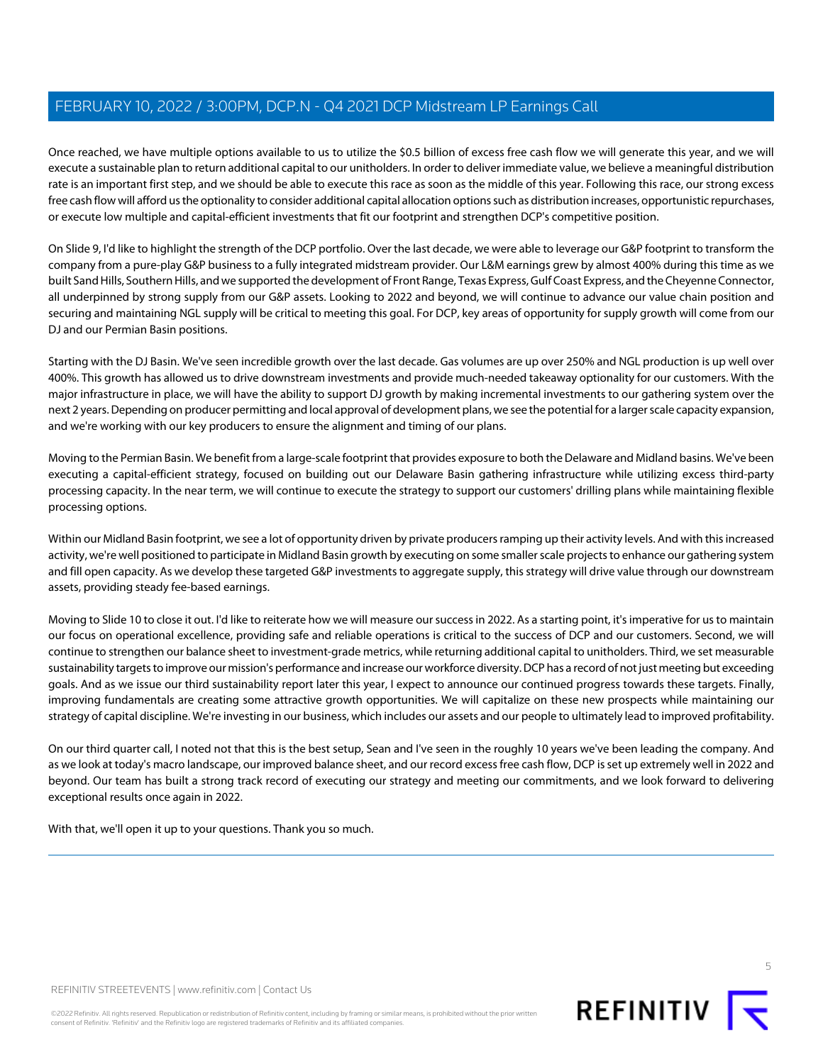Once reached, we have multiple options available to us to utilize the $0.5 billion of excess free cash flow we will generate this year, and we will execute a sustainable plan to return additional capital to our unitholders. In order to deliver immediate value, we believe a meaningful distribution rate is an important first step, and we should be able to execute this race as soon as the middle of this year. Following this race, our strong excess free cash flow will afford us the optionality to consider additional capital allocation options such as distribution increases, opportunistic repurchases, or execute low multiple and capital-efficient investments that fit our footprint and strengthen DCP's competitive position.

On Slide 9, I'd like to highlight the strength of the DCP portfolio. Over the last decade, we were able to leverage our G&P footprint to transform the company from a pure-play G&P business to a fully integrated midstream provider. Our L&M earnings grew by almost 400% during this time as we built Sand Hills, Southern Hills, and we supported the development of Front Range, Texas Express, Gulf Coast Express, and the Cheyenne Connector, all underpinned by strong supply from our G&P assets. Looking to 2022 and beyond, we will continue to advance our value chain position and securing and maintaining NGL supply will be critical to meeting this goal. For DCP, key areas of opportunity for supply growth will come from our DJ and our Permian Basin positions.

Starting with the DJ Basin. We've seen incredible growth over the last decade. Gas volumes are up over 250% and NGL production is up well over 400%. This growth has allowed us to drive downstream investments and provide much-needed takeaway optionality for our customers. With the major infrastructure in place, we will have the ability to support DJ growth by making incremental investments to our gathering system over the next 2 years. Depending on producer permitting and local approval of development plans, we see the potential for a larger scale capacity expansion, and we're working with our key producers to ensure the alignment and timing of our plans.

Moving to the Permian Basin. We benefit from a large-scale footprint that provides exposure to both the Delaware and Midland basins. We've been executing a capital-efficient strategy, focused on building out our Delaware Basin gathering infrastructure while utilizing excess third-party processing capacity. In the near term, we will continue to execute the strategy to support our customers' drilling plans while maintaining flexible processing options.

Within our Midland Basin footprint, we see a lot of opportunity driven by private producers ramping up their activity levels. And with this increased activity, we're well positioned to participate in Midland Basin growth by executing on some smaller scale projects to enhance our gathering system and fill open capacity. As we develop these targeted G&P investments to aggregate supply, this strategy will drive value through our downstream assets, providing steady fee-based earnings.

Moving to Slide 10 to close it out. I'd like to reiterate how we will measure our success in 2022. As a starting point, it's imperative for us to maintain our focus on operational excellence, providing safe and reliable operations is critical to the success of DCP and our customers. Second, we will continue to strengthen our balance sheet to investment-grade metrics, while returning additional capital to unitholders. Third, we set measurable sustainability targets to improve our mission's performance and increase our workforce diversity. DCP has a record of not just meeting but exceeding goals. And as we issue our third sustainability report later this year, I expect to announce our continued progress towards these targets. Finally, improving fundamentals are creating some attractive growth opportunities. We will capitalize on these new prospects while maintaining our strategy of capital discipline. We're investing in our business, which includes our assets and our people to ultimately lead to improved profitability.

On our third quarter call, I noted not that this is the best setup, Sean and I've seen in the roughly 10 years we've been leading the company. And as we look at today's macro landscape, our improved balance sheet, and our record excess free cash flow, DCP is set up extremely well in 2022 and beyond. Our team has built a strong track record of executing our strategy and meeting our commitments, and we look forward to delivering exceptional results once again in 2022.

With that, we'll open it up to your questions. Thank you so much.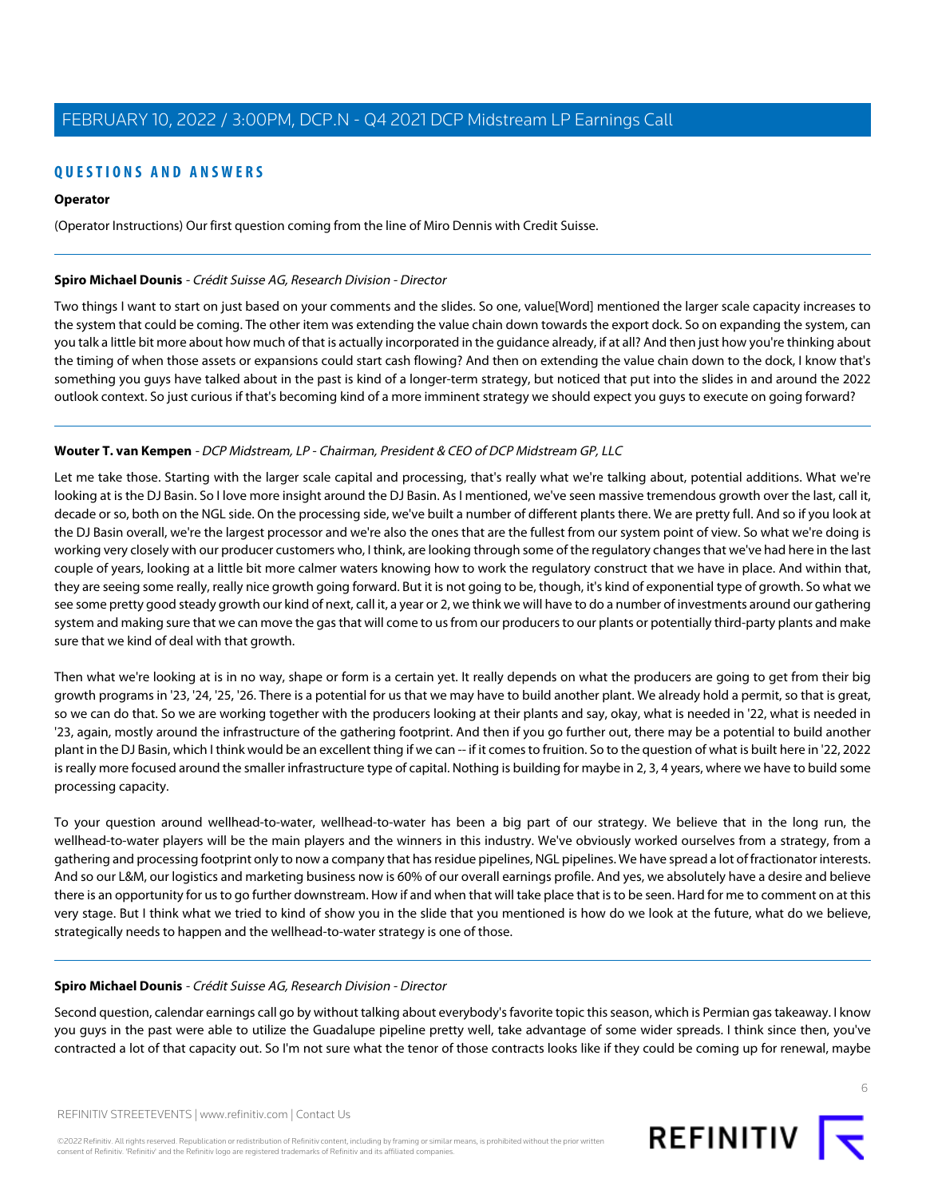## QUESTIONS AND ANSWERS

**Operator**

(Operator Instructions) Our first question coming from the line of Miro Dennis with Credit Suisse.

---

**Spiro Michael Dounis** - *Crédit Suisse AG, Research Division - Director*

Two things I want to start on just based on your comments and the slides. So one, value[Word] mentioned the larger scale capacity increases to the system that could be coming. The other item was extending the value chain down towards the export dock. So on expanding the system, can you talk a little bit more about how much of that is actually incorporated in the guidance already, if at all? And then just how you're thinking about the timing of when those assets or expansions could start cash flowing? And then on extending the value chain down to the dock, I know that's something you guys have talked about in the past is kind of a longer-term strategy, but noticed that put into the slides in and around the 2022 outlook context. So just curious if that's becoming kind of a more imminent strategy we should expect you guys to execute on going forward?

---

**Wouter T. van Kempen** - *DCP Midstream, LP - Chairman, President & CEO of DCP Midstream GP, LLC*

Let me take those. Starting with the larger scale capital and processing, that's really what we're talking about, potential additions. What we're looking at is the DJ Basin. So I love more insight around the DJ Basin. As I mentioned, we've seen massive tremendous growth over the last, call it, decade or so, both on the NGL side. On the processing side, we've built a number of different plants there. We are pretty full. And so if you look at the DJ Basin overall, we're the largest processor and we're also the ones that are the fullest from our system point of view. So what we're doing is working very closely with our producer customers who, I think, are looking through some of the regulatory changes that we've had here in the last couple of years, looking at a little bit more calmer waters knowing how to work the regulatory construct that we have in place. And within that, they are seeing some really, really nice growth going forward. But it is not going to be, though, it's kind of exponential type of growth. So what we see some pretty good steady growth our kind of next, call it, a year or 2, we think we will have to do a number of investments around our gathering system and making sure that we can move the gas that will come to us from our producers to our plants or potentially third-party plants and make sure that we kind of deal with that growth.

Then what we're looking at is in no way, shape or form is a certain yet. It really depends on what the producers are going to get from their big growth programs in '23, '24, '25, '26. There is a potential for us that we may have to build another plant. We already hold a permit, so that is great, so we can do that. So we are working together with the producers looking at their plants and say, okay, what is needed in '22, what is needed in '23, again, mostly around the infrastructure of the gathering footprint. And then if you go further out, there may be a potential to build another plant in the DJ Basin, which I think would be an excellent thing if we can -- if it comes to fruition. So to the question of what is built here in '22, 2022 is really more focused around the smaller infrastructure type of capital. Nothing is building for maybe in 2, 3, 4 years, where we have to build some processing capacity.

To your question around wellhead-to-water, wellhead-to-water has been a big part of our strategy. We believe that in the long run, the wellhead-to-water players will be the main players and the winners in this industry. We've obviously worked ourselves from a strategy, from a gathering and processing footprint only to now a company that has residue pipelines, NGL pipelines. We have spread a lot of fractionator interests. And so our L&M, our logistics and marketing business now is 60% of our overall earnings profile. And yes, we absolutely have a desire and believe there is an opportunity for us to go further downstream. How if and when that will take place that is to be seen. Hard for me to comment on at this very stage. But I think what we tried to kind of show you in the slide that you mentioned is how do we look at the future, what do we believe, strategically needs to happen and the wellhead-to-water strategy is one of those.

---

**Spiro Michael Dounis** - *Crédit Suisse AG, Research Division - Director*

Second question, calendar earnings call go by without talking about everybody's favorite topic this season, which is Permian gas takeaway. I know you guys in the past were able to utilize the Guadalupe pipeline pretty well, take advantage of some wider spreads. I think since then, you've contracted a lot of that capacity out. So I'm not sure what the tenor of those contracts looks like if they could be coming up for renewal, maybe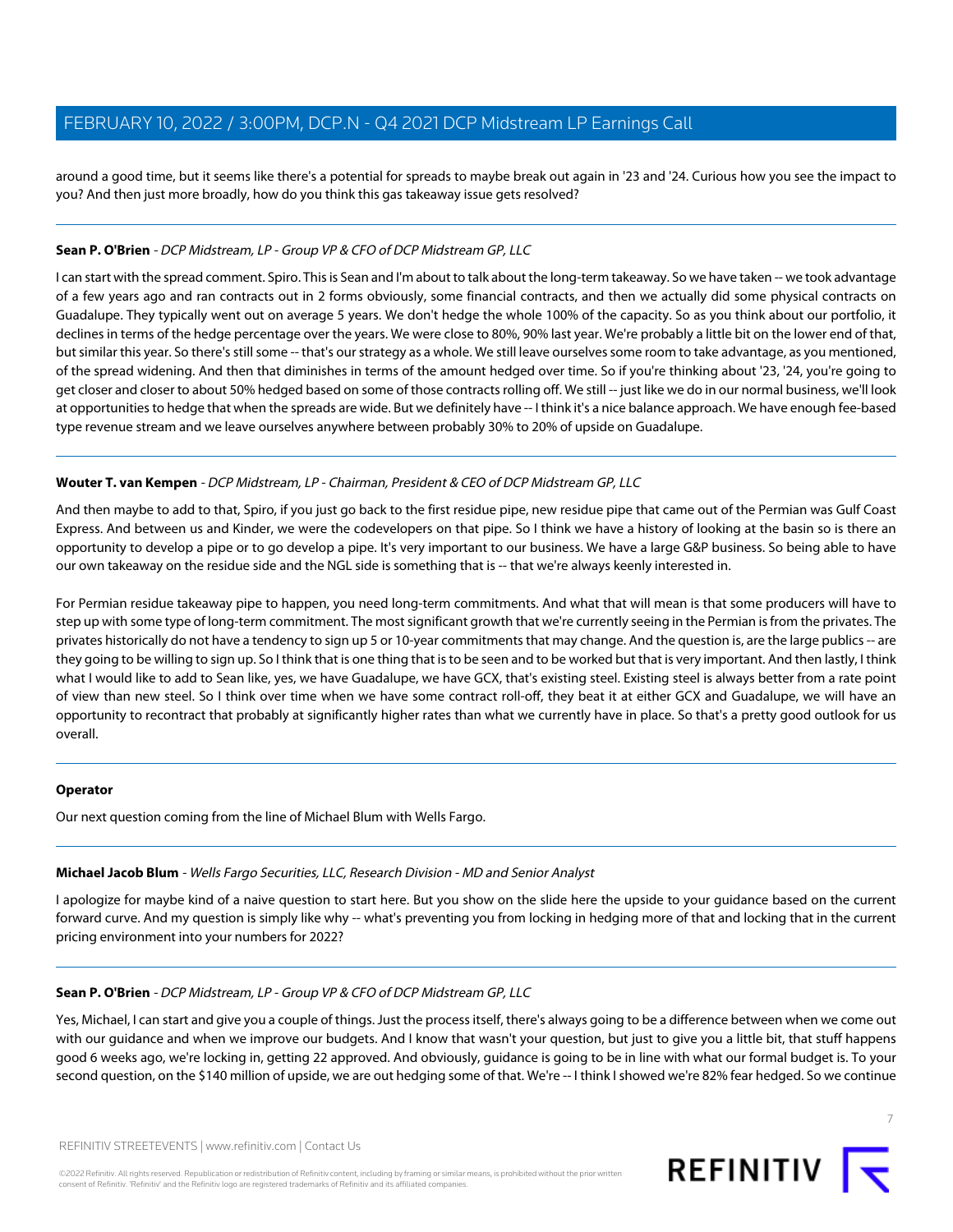around a good time, but it seems like there's a potential for spreads to maybe break out again in '23 and '24. Curious how you see the impact to you? And then just more broadly, how do you think this gas takeaway issue gets resolved?

---

**Sean P. O'Brien** - *DCP Midstream, LP - Group VP & CFO of DCP Midstream GP, LLC*

I can start with the spread comment. Spiro. This is Sean and I'm about to talk about the long-term takeaway. So we have taken -- we took advantage of a few years ago and ran contracts out in 2 forms obviously, some financial contracts, and then we actually did some physical contracts on Guadalupe. They typically went out on average 5 years. We don't hedge the whole 100% of the capacity. So as you think about our portfolio, it declines in terms of the hedge percentage over the years. We were close to 80%, 90% last year. We're probably a little bit on the lower end of that, but similar this year. So there's still some -- that's our strategy as a whole. We still leave ourselves some room to take advantage, as you mentioned, of the spread widening. And then that diminishes in terms of the amount hedged over time. So if you're thinking about '23, '24, you're going to get closer and closer to about 50% hedged based on some of those contracts rolling off. We still -- just like we do in our normal business, we'll look at opportunities to hedge that when the spreads are wide. But we definitely have -- I think it's a nice balance approach. We have enough fee-based type revenue stream and we leave ourselves anywhere between probably 30% to 20% of upside on Guadalupe.

---

**Wouter T. van Kempen** - *DCP Midstream, LP - Chairman, President & CEO of DCP Midstream GP, LLC*

And then maybe to add to that, Spiro, if you just go back to the first residue pipe, new residue pipe that came out of the Permian was Gulf Coast Express. And between us and Kinder, we were the codevelopers on that pipe. So I think we have a history of looking at the basin so is there an opportunity to develop a pipe or to go develop a pipe. It's very important to our business. We have a large G&P business. So being able to have our own takeaway on the residue side and the NGL side is something that is -- that we're always keenly interested in.

For Permian residue takeaway pipe to happen, you need long-term commitments. And what that will mean is that some producers will have to step up with some type of long-term commitment. The most significant growth that we're currently seeing in the Permian is from the privates. The privates historically do not have a tendency to sign up 5 or 10-year commitments that may change. And the question is, are the large publics -- are they going to be willing to sign up. So I think that is one thing that is to be seen and to be worked but that is very important. And then lastly, I think what I would like to add to Sean like, yes, we have Guadalupe, we have GCX, that's existing steel. Existing steel is always better from a rate point of view than new steel. So I think over time when we have some contract roll-off, they beat it at either GCX and Guadalupe, we will have an opportunity to recontract that probably at significantly higher rates than what we currently have in place. So that's a pretty good outlook for us overall.

---

**Operator**

Our next question coming from the line of Michael Blum with Wells Fargo.

---

**Michael Jacob Blum** - *Wells Fargo Securities, LLC, Research Division - MD and Senior Analyst*

I apologize for maybe kind of a naive question to start here. But you show on the slide here the upside to your guidance based on the current forward curve. And my question is simply like why -- what's preventing you from locking in hedging more of that and locking that in the current pricing environment into your numbers for 2022?

---

**Sean P. O'Brien** - *DCP Midstream, LP - Group VP & CFO of DCP Midstream GP, LLC*

Yes, Michael, I can start and give you a couple of things. Just the process itself, there's always going to be a difference between when we come out with our guidance and when we improve our budgets. And I know that wasn't your question, but just to give you a little bit, that stuff happens good 6 weeks ago, we're locking in, getting 22 approved. And obviously, guidance is going to be in line with what our formal budget is. To your second question, on the $140 million of upside, we are out hedging some of that. We're -- I think I showed we're 82% fear hedged. So we continue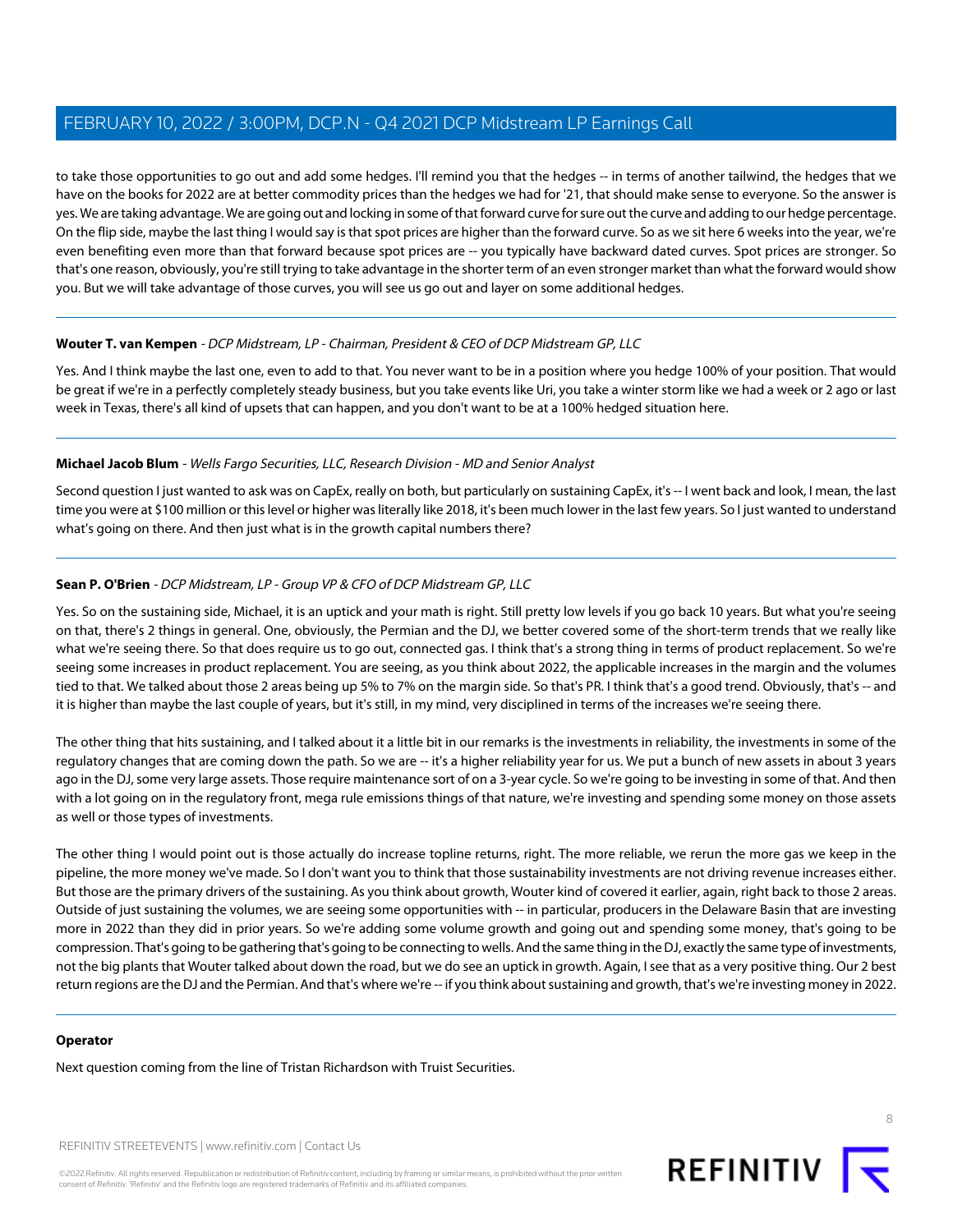to take those opportunities to go out and add some hedges. I'll remind you that the hedges -- in terms of another tailwind, the hedges that we have on the books for 2022 are at better commodity prices than the hedges we had for '21, that should make sense to everyone. So the answer is yes. We are taking advantage. We are going out and locking in some of that forward curve for sure out the curve and adding to our hedge percentage. On the flip side, maybe the last thing I would say is that spot prices are higher than the forward curve. So as we sit here 6 weeks into the year, we're even benefiting even more than that forward because spot prices are -- you typically have backward dated curves. Spot prices are stronger. So that's one reason, obviously, you're still trying to take advantage in the shorter term of an even stronger market than what the forward would show you. But we will take advantage of those curves, you will see us go out and layer on some additional hedges.

---

**Wouter T. van Kempen** - *DCP Midstream, LP - Chairman, President & CEO of DCP Midstream GP, LLC*

Yes. And I think maybe the last one, even to add to that. You never want to be in a position where you hedge 100% of your position. That would be great if we're in a perfectly completely steady business, but you take events like Uri, you take a winter storm like we had a week or 2 ago or last week in Texas, there's all kind of upsets that can happen, and you don't want to be at a 100% hedged situation here.

---

**Michael Jacob Blum** - *Wells Fargo Securities, LLC, Research Division - MD and Senior Analyst*

Second question I just wanted to ask was on CapEx, really on both, but particularly on sustaining CapEx, it's -- I went back and look, I mean, the last time you were at $100 million or this level or higher was literally like 2018, it's been much lower in the last few years. So I just wanted to understand what's going on there. And then just what is in the growth capital numbers there?

---

**Sean P. O'Brien** - *DCP Midstream, LP - Group VP & CFO of DCP Midstream GP, LLC*

Yes. So on the sustaining side, Michael, it is an uptick and your math is right. Still pretty low levels if you go back 10 years. But what you're seeing on that, there's 2 things in general. One, obviously, the Permian and the DJ, we better covered some of the short-term trends that we really like what we're seeing there. So that does require us to go out, connected gas. I think that's a strong thing in terms of product replacement. So we're seeing some increases in product replacement. You are seeing, as you think about 2022, the applicable increases in the margin and the volumes tied to that. We talked about those 2 areas being up 5% to 7% on the margin side. So that's PR. I think that's a good trend. Obviously, that's -- and it is higher than maybe the last couple of years, but it's still, in my mind, very disciplined in terms of the increases we're seeing there.

The other thing that hits sustaining, and I talked about it a little bit in our remarks is the investments in reliability, the investments in some of the regulatory changes that are coming down the path. So we are -- it's a higher reliability year for us. We put a bunch of new assets in about 3 years ago in the DJ, some very large assets. Those require maintenance sort of on a 3-year cycle. So we're going to be investing in some of that. And then with a lot going on in the regulatory front, mega rule emissions things of that nature, we're investing and spending some money on those assets as well or those types of investments.

The other thing I would point out is those actually do increase topline returns, right. The more reliable, we rerun the more gas we keep in the pipeline, the more money we've made. So I don't want you to think that those sustainability investments are not driving revenue increases either. But those are the primary drivers of the sustaining. As you think about growth, Wouter kind of covered it earlier, again, right back to those 2 areas. Outside of just sustaining the volumes, we are seeing some opportunities with -- in particular, producers in the Delaware Basin that are investing more in 2022 than they did in prior years. So we're adding some volume growth and going out and spending some money, that's going to be compression. That's going to be gathering that's going to be connecting to wells. And the same thing in the DJ, exactly the same type of investments, not the big plants that Wouter talked about down the road, but we do see an uptick in growth. Again, I see that as a very positive thing. Our 2 best return regions are the DJ and the Permian. And that's where we're -- if you think about sustaining and growth, that's we're investing money in 2022.

---

**Operator**

Next question coming from the line of Tristan Richardson with Truist Securities.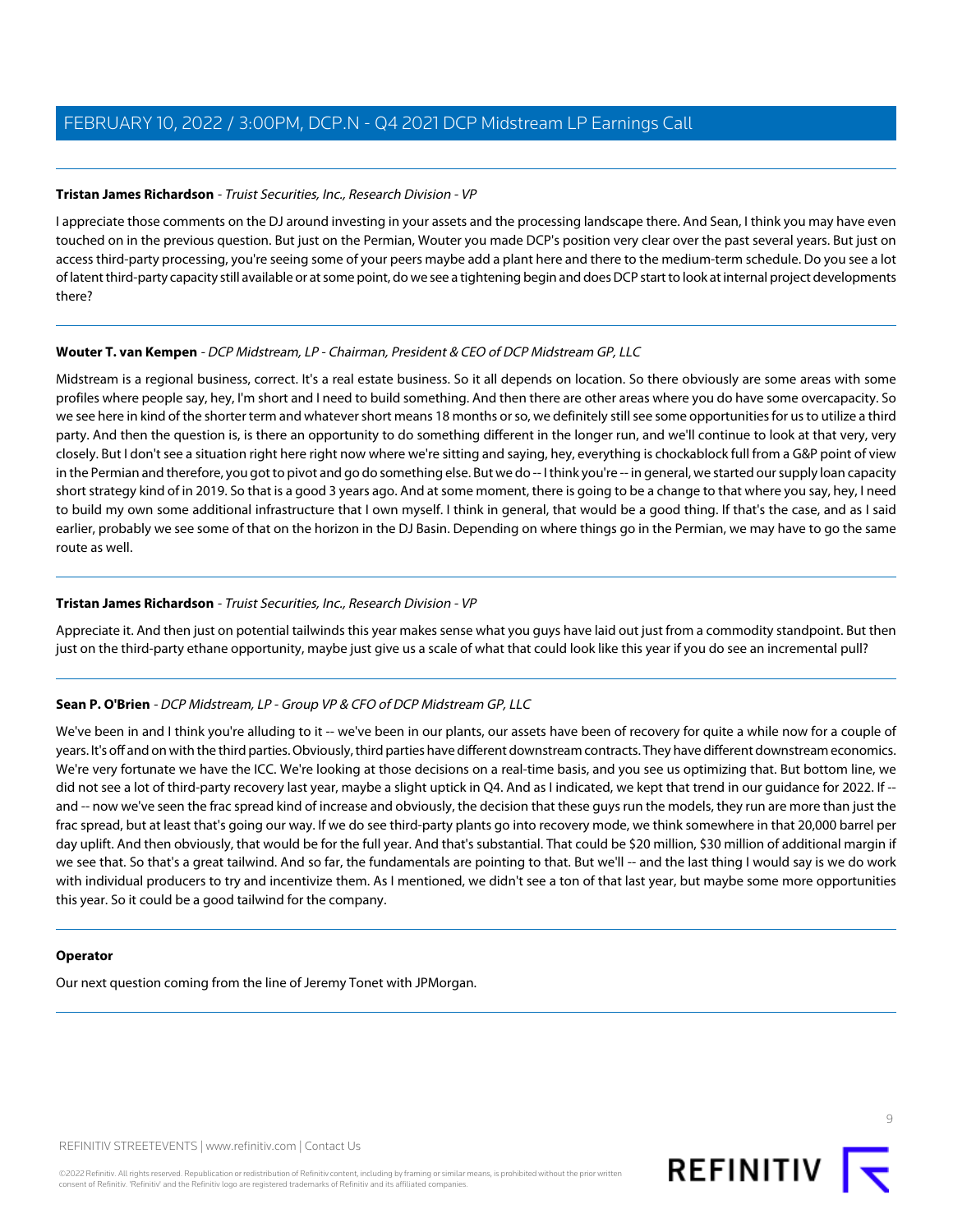**Tristan James Richardson** - *Truist Securities, Inc., Research Division - VP*

I appreciate those comments on the DJ around investing in your assets and the processing landscape there. And Sean, I think you may have even touched on in the previous question. But just on the Permian, Wouter you made DCP's position very clear over the past several years. But just on access third-party processing, you're seeing some of your peers maybe add a plant here and there to the medium-term schedule. Do you see a lot of latent third-party capacity still available or at some point, do we see a tightening begin and does DCP start to look at internal project developments there?

---

**Wouter T. van Kempen** - *DCP Midstream, LP - Chairman, President & CEO of DCP Midstream GP, LLC*

Midstream is a regional business, correct. It's a real estate business. So it all depends on location. So there obviously are some areas with some profiles where people say, hey, I'm short and I need to build something. And then there are other areas where you do have some overcapacity. So we see here in kind of the shorter term and whatever short means 18 months or so, we definitely still see some opportunities for us to utilize a third party. And then the question is, is there an opportunity to do something different in the longer run, and we'll continue to look at that very, very closely. But I don't see a situation right here right now where we're sitting and saying, hey, everything is chockablock full from a G&P point of view in the Permian and therefore, you got to pivot and go do something else. But we do -- I think you're -- in general, we started our supply loan capacity short strategy kind of in 2019. So that is a good 3 years ago. And at some moment, there is going to be a change to that where you say, hey, I need to build my own some additional infrastructure that I own myself. I think in general, that would be a good thing. If that's the case, and as I said earlier, probably we see some of that on the horizon in the DJ Basin. Depending on where things go in the Permian, we may have to go the same route as well.

---

**Tristan James Richardson** - *Truist Securities, Inc., Research Division - VP*

Appreciate it. And then just on potential tailwinds this year makes sense what you guys have laid out just from a commodity standpoint. But then just on the third-party ethane opportunity, maybe just give us a scale of what that could look like this year if you do see an incremental pull?

---

**Sean P. O'Brien** - *DCP Midstream, LP - Group VP & CFO of DCP Midstream GP, LLC*

We've been in and I think you're alluding to it -- we've been in our plants, our assets have been of recovery for quite a while now for a couple of years. It's off and on with the third parties. Obviously, third parties have different downstream contracts. They have different downstream economics. We're very fortunate we have the ICC. We're looking at those decisions on a real-time basis, and you see us optimizing that. But bottom line, we did not see a lot of third-party recovery last year, maybe a slight uptick in Q4. And as I indicated, we kept that trend in our guidance for 2022. If -- and -- now we've seen the frac spread kind of increase and obviously, the decision that these guys run the models, they run are more than just the frac spread, but at least that's going our way. If we do see third-party plants go into recovery mode, we think somewhere in that 20,000 barrel per day uplift. And then obviously, that would be for the full year. And that's substantial. That could be $20 million, $30 million of additional margin if we see that. So that's a great tailwind. And so far, the fundamentals are pointing to that. But we'll -- and the last thing I would say is we do work with individual producers to try and incentivize them. As I mentioned, we didn't see a ton of that last year, but maybe some more opportunities this year. So it could be a good tailwind for the company.

---

**Operator**

Our next question coming from the line of Jeremy Tonet with JPMorgan.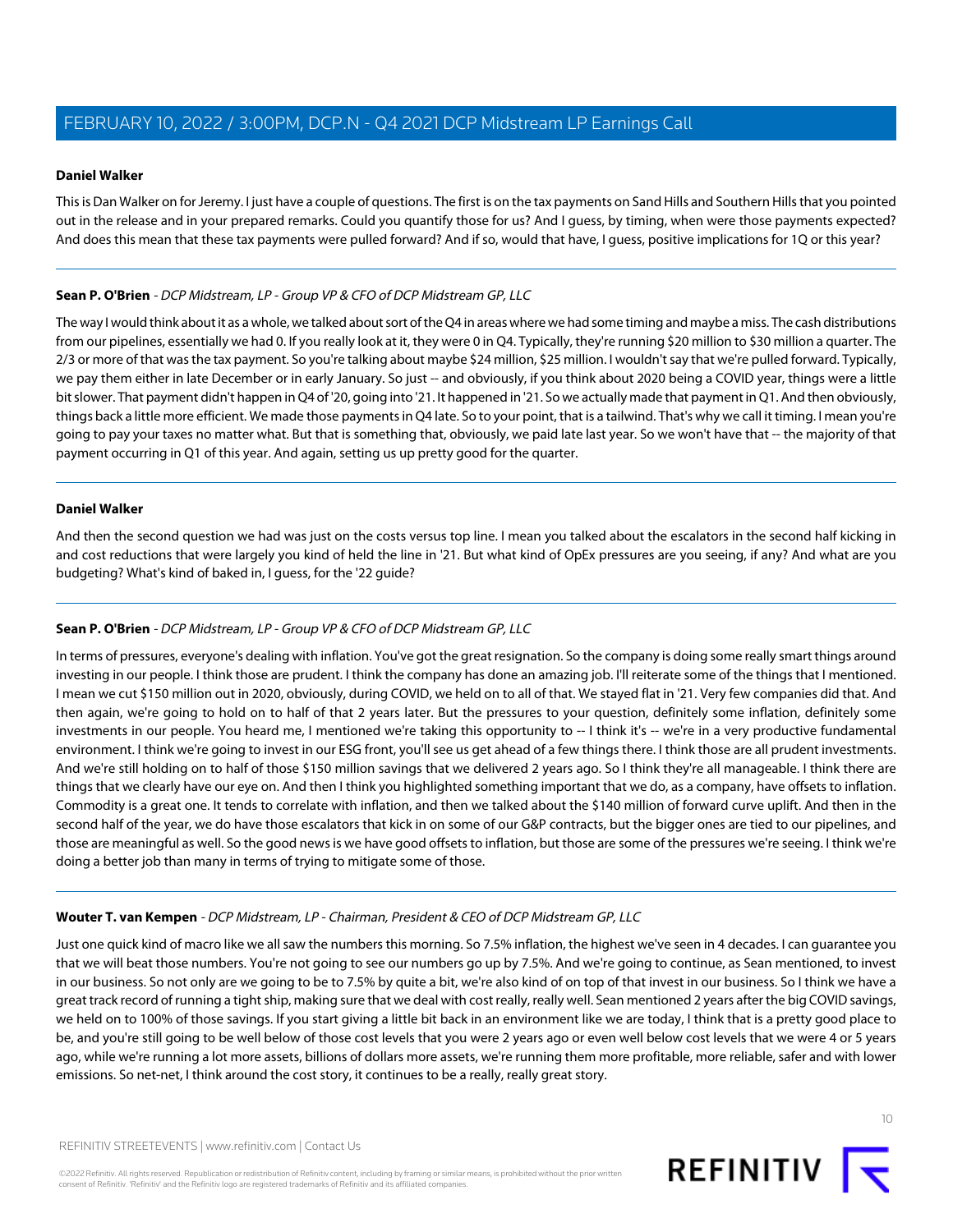**Daniel Walker**

This is Dan Walker on for Jeremy. I just have a couple of questions. The first is on the tax payments on Sand Hills and Southern Hills that you pointed out in the release and in your prepared remarks. Could you quantify those for us? And I guess, by timing, when were those payments expected? And does this mean that these tax payments were pulled forward? And if so, would that have, I guess, positive implications for 1Q or this year?

---

**Sean P. O'Brien** - *DCP Midstream, LP - Group VP & CFO of DCP Midstream GP, LLC*

The way I would think about it as a whole, we talked about sort of the Q4 in areas where we had some timing and maybe a miss. The cash distributions from our pipelines, essentially we had 0. If you really look at it, they were 0 in Q4. Typically, they're running $20 million to $30 million a quarter. The 2/3 or more of that was the tax payment. So you're talking about maybe $24 million, $25 million. I wouldn't say that we're pulled forward. Typically, we pay them either in late December or in early January. So just -- and obviously, if you think about 2020 being a COVID year, things were a little bit slower. That payment didn't happen in Q4 of '20, going into '21. It happened in '21. So we actually made that payment in Q1. And then obviously, things back a little more efficient. We made those payments in Q4 late. So to your point, that is a tailwind. That's why we call it timing. I mean you're going to pay your taxes no matter what. But that is something that, obviously, we paid late last year. So we won't have that -- the majority of that payment occurring in Q1 of this year. And again, setting us up pretty good for the quarter.

---

**Daniel Walker**

And then the second question we had was just on the costs versus top line. I mean you talked about the escalators in the second half kicking in and cost reductions that were largely you kind of held the line in '21. But what kind of OpEx pressures are you seeing, if any? And what are you budgeting? What's kind of baked in, I guess, for the '22 guide?

---

**Sean P. O'Brien** - *DCP Midstream, LP - Group VP & CFO of DCP Midstream GP, LLC*

In terms of pressures, everyone's dealing with inflation. You've got the great resignation. So the company is doing some really smart things around investing in our people. I think those are prudent. I think the company has done an amazing job. I'll reiterate some of the things that I mentioned. I mean we cut $150 million out in 2020, obviously, during COVID, we held on to all of that. We stayed flat in '21. Very few companies did that. And then again, we're going to hold on to half of that 2 years later. But the pressures to your question, definitely some inflation, definitely some investments in our people. You heard me, I mentioned we're taking this opportunity to -- I think it's -- we're in a very productive fundamental environment. I think we're going to invest in our ESG front, you'll see us get ahead of a few things there. I think those are all prudent investments. And we're still holding on to half of those $150 million savings that we delivered 2 years ago. So I think they're all manageable. I think there are things that we clearly have our eye on. And then I think you highlighted something important that we do, as a company, have offsets to inflation. Commodity is a great one. It tends to correlate with inflation, and then we talked about the $140 million of forward curve uplift. And then in the second half of the year, we do have those escalators that kick in on some of our G&P contracts, but the bigger ones are tied to our pipelines, and those are meaningful as well. So the good news is we have good offsets to inflation, but those are some of the pressures we're seeing. I think we're doing a better job than many in terms of trying to mitigate some of those.

---

**Wouter T. van Kempen** - *DCP Midstream, LP - Chairman, President & CEO of DCP Midstream GP, LLC*

Just one quick kind of macro like we all saw the numbers this morning. So 7.5% inflation, the highest we've seen in 4 decades. I can guarantee you that we will beat those numbers. You're not going to see our numbers go up by 7.5%. And we're going to continue, as Sean mentioned, to invest in our business. So not only are we going to be to 7.5% by quite a bit, we're also kind of on top of that invest in our business. So I think we have a great track record of running a tight ship, making sure that we deal with cost really, really well. Sean mentioned 2 years after the big COVID savings, we held on to 100% of those savings. If you start giving a little bit back in an environment like we are today, I think that is a pretty good place to be, and you're still going to be well below of those cost levels that you were 2 years ago or even well below cost levels that we were 4 or 5 years ago, while we're running a lot more assets, billions of dollars more assets, we're running them more profitable, more reliable, safer and with lower emissions. So net-net, I think around the cost story, it continues to be a really, really great story.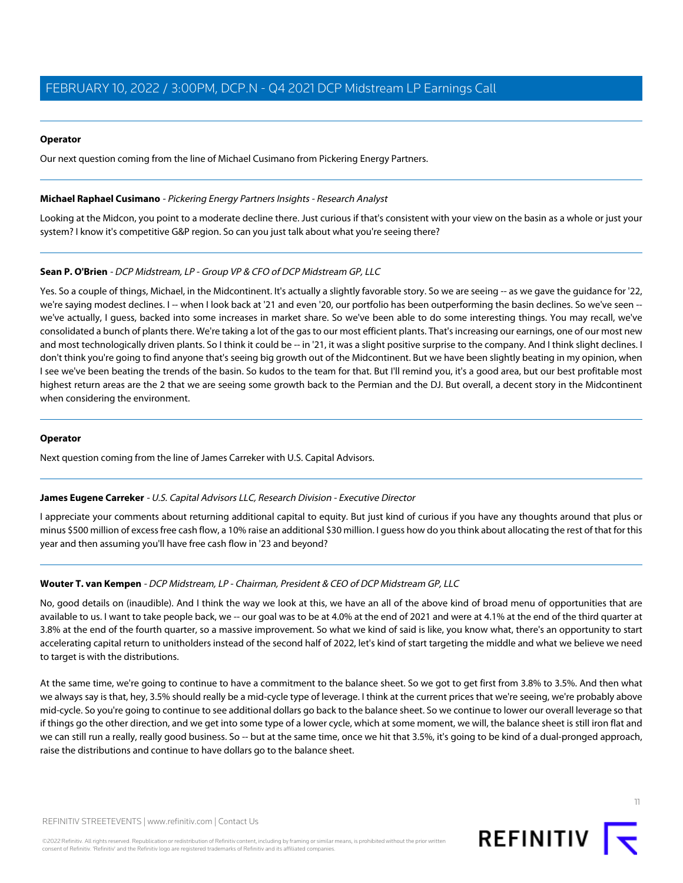**Operator**

Our next question coming from the line of Michael Cusimano from Pickering Energy Partners.

**Michael Raphael Cusimano** - *Pickering Energy Partners Insights - Research Analyst*

Looking at the Midcon, you point to a moderate decline there. Just curious if that's consistent with your view on the basin as a whole or just your system? I know it's competitive G&P region. So can you just talk about what you're seeing there?

**Sean P. O'Brien** - *DCP Midstream, LP - Group VP & CFO of DCP Midstream GP, LLC*

Yes. So a couple of things, Michael, in the Midcontinent. It's actually a slightly favorable story. So we are seeing -- as we gave the guidance for '22, we're saying modest declines. I -- when I look back at '21 and even '20, our portfolio has been outperforming the basin declines. So we've seen -- we've actually, I guess, backed into some increases in market share. So we've been able to do some interesting things. You may recall, we've consolidated a bunch of plants there. We're taking a lot of the gas to our most efficient plants. That's increasing our earnings, one of our most new and most technologically driven plants. So I think it could be -- in '21, it was a slight positive surprise to the company. And I think slight declines. I don't think you're going to find anyone that's seeing big growth out of the Midcontinent. But we have been slightly beating in my opinion, when I see we've been beating the trends of the basin. So kudos to the team for that. But I'll remind you, it's a good area, but our best profitable most highest return areas are the 2 that we are seeing some growth back to the Permian and the DJ. But overall, a decent story in the Midcontinent when considering the environment.

**Operator**

Next question coming from the line of James Carreker with U.S. Capital Advisors.

**James Eugene Carreker** - *U.S. Capital Advisors LLC, Research Division - Executive Director*

I appreciate your comments about returning additional capital to equity. But just kind of curious if you have any thoughts around that plus or minus $500 million of excess free cash flow, a 10% raise an additional $30 million. I guess how do you think about allocating the rest of that for this year and then assuming you'll have free cash flow in '23 and beyond?

**Wouter T. van Kempen** - *DCP Midstream, LP - Chairman, President & CEO of DCP Midstream GP, LLC*

No, good details on (inaudible). And I think the way we look at this, we have an all of the above kind of broad menu of opportunities that are available to us. I want to take people back, we -- our goal was to be at 4.0% at the end of 2021 and were at 4.1% at the end of the third quarter at 3.8% at the end of the fourth quarter, so a massive improvement. So what we kind of said is like, you know what, there's an opportunity to start accelerating capital return to unitholders instead of the second half of 2022, let's kind of start targeting the middle and what we believe we need to target is with the distributions.

At the same time, we're going to continue to have a commitment to the balance sheet. So we got to get first from 3.8% to 3.5%. And then what we always say is that, hey, 3.5% should really be a mid-cycle type of leverage. I think at the current prices that we're seeing, we're probably above mid-cycle. So you're going to continue to see additional dollars go back to the balance sheet. So we continue to lower our overall leverage so that if things go the other direction, and we get into some type of a lower cycle, which at some moment, we will, the balance sheet is still iron flat and we can still run a really, really good business. So -- but at the same time, once we hit that 3.5%, it's going to be kind of a dual-pronged approach, raise the distributions and continue to have dollars go to the balance sheet.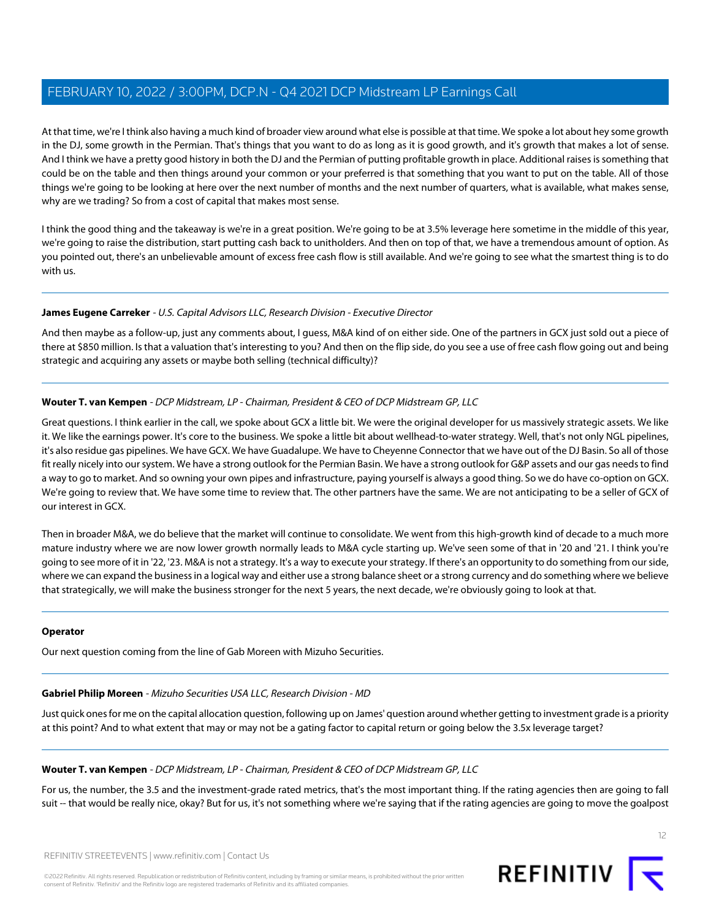At that time, we're I think also having a much kind of broader view around what else is possible at that time. We spoke a lot about hey some growth in the DJ, some growth in the Permian. That's things that you want to do as long as it is good growth, and it's growth that makes a lot of sense. And I think we have a pretty good history in both the DJ and the Permian of putting profitable growth in place. Additional raises is something that could be on the table and then things around your common or your preferred is that something that you want to put on the table. All of those things we're going to be looking at here over the next number of months and the next number of quarters, what is available, what makes sense, why are we trading? So from a cost of capital that makes most sense.

I think the good thing and the takeaway is we're in a great position. We're going to be at 3.5% leverage here sometime in the middle of this year, we're going to raise the distribution, start putting cash back to unitholders. And then on top of that, we have a tremendous amount of option. As you pointed out, there's an unbelievable amount of excess free cash flow is still available. And we're going to see what the smartest thing is to do with us.

---

**James Eugene Carreker** - *U.S. Capital Advisors LLC, Research Division - Executive Director*

And then maybe as a follow-up, just any comments about, I guess, M&A kind of on either side. One of the partners in GCX just sold out a piece of there at $850 million. Is that a valuation that's interesting to you? And then on the flip side, do you see a use of free cash flow going out and being strategic and acquiring any assets or maybe both selling (technical difficulty)?

---

**Wouter T. van Kempen** - *DCP Midstream, LP - Chairman, President & CEO of DCP Midstream GP, LLC*

Great questions. I think earlier in the call, we spoke about GCX a little bit. We were the original developer for us massively strategic assets. We like it. We like the earnings power. It's core to the business. We spoke a little bit about wellhead-to-water strategy. Well, that's not only NGL pipelines, it's also residue gas pipelines. We have GCX. We have Guadalupe. We have to Cheyenne Connector that we have out of the DJ Basin. So all of those fit really nicely into our system. We have a strong outlook for the Permian Basin. We have a strong outlook for G&P assets and our gas needs to find a way to go to market. And so owning your own pipes and infrastructure, paying yourself is always a good thing. So we do have co-option on GCX. We're going to review that. We have some time to review that. The other partners have the same. We are not anticipating to be a seller of GCX of our interest in GCX.

Then in broader M&A, we do believe that the market will continue to consolidate. We went from this high-growth kind of decade to a much more mature industry where we are now lower growth normally leads to M&A cycle starting up. We've seen some of that in '20 and '21. I think you're going to see more of it in '22, '23. M&A is not a strategy. It's a way to execute your strategy. If there's an opportunity to do something from our side, where we can expand the business in a logical way and either use a strong balance sheet or a strong currency and do something where we believe that strategically, we will make the business stronger for the next 5 years, the next decade, we're obviously going to look at that.

---

**Operator**

Our next question coming from the line of Gab Moreen with Mizuho Securities.

---

**Gabriel Philip Moreen** - *Mizuho Securities USA LLC, Research Division - MD*

Just quick ones for me on the capital allocation question, following up on James' question around whether getting to investment grade is a priority at this point? And to what extent that may or may not be a gating factor to capital return or going below the 3.5x leverage target?

---

**Wouter T. van Kempen** - *DCP Midstream, LP - Chairman, President & CEO of DCP Midstream GP, LLC*

For us, the number, the 3.5 and the investment-grade rated metrics, that's the most important thing. If the rating agencies then are going to fall suit -- that would be really nice, okay? But for us, it's not something where we're saying that if the rating agencies are going to move the goalpost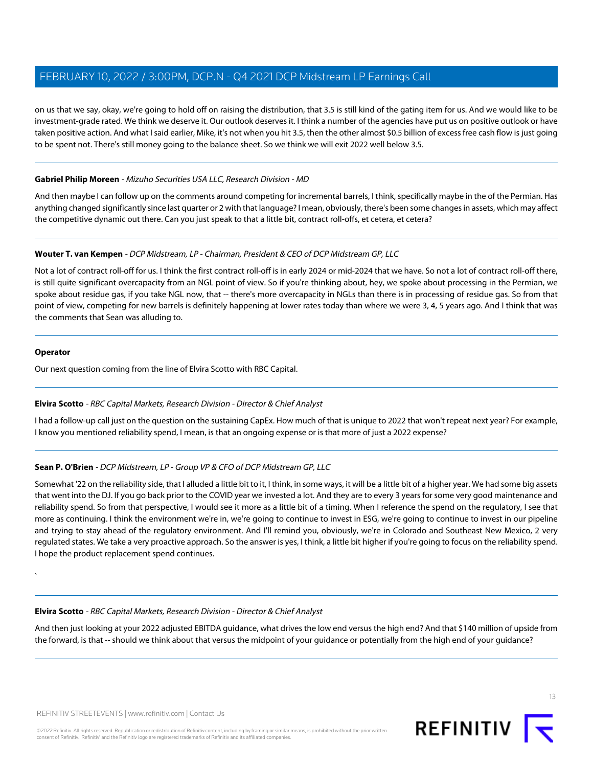on us that we say, okay, we're going to hold off on raising the distribution, that 3.5 is still kind of the gating item for us. And we would like to be investment-grade rated. We think we deserve it. Our outlook deserves it. I think a number of the agencies have put us on positive outlook or have taken positive action. And what I said earlier, Mike, it's not when you hit 3.5, then the other almost $0.5 billion of excess free cash flow is just going to be spent not. There's still money going to the balance sheet. So we think we will exit 2022 well below 3.5.

---

**Gabriel Philip Moreen** - *Mizuho Securities USA LLC, Research Division - MD*

And then maybe I can follow up on the comments around competing for incremental barrels, I think, specifically maybe in the of the Permian. Has anything changed significantly since last quarter or 2 with that language? I mean, obviously, there's been some changes in assets, which may affect the competitive dynamic out there. Can you just speak to that a little bit, contract roll-offs, et cetera, et cetera?

---

**Wouter T. van Kempen** - *DCP Midstream, LP - Chairman, President & CEO of DCP Midstream GP, LLC*

Not a lot of contract roll-off for us. I think the first contract roll-off is in early 2024 or mid-2024 that we have. So not a lot of contract roll-off there, is still quite significant overcapacity from an NGL point of view. So if you're thinking about, hey, we spoke about processing in the Permian, we spoke about residue gas, if you take NGL now, that -- there's more overcapacity in NGLs than there is in processing of residue gas. So from that point of view, competing for new barrels is definitely happening at lower rates today than where we were 3, 4, 5 years ago. And I think that was the comments that Sean was alluding to.

---

**Operator**

Our next question coming from the line of Elvira Scotto with RBC Capital.

---

**Elvira Scotto** - *RBC Capital Markets, Research Division - Director & Chief Analyst*

I had a follow-up call just on the question on the sustaining CapEx. How much of that is unique to 2022 that won't repeat next year? For example, I know you mentioned reliability spend, I mean, is that an ongoing expense or is that more of just a 2022 expense?

---

**Sean P. O'Brien** - *DCP Midstream, LP - Group VP & CFO of DCP Midstream GP, LLC*

Somewhat '22 on the reliability side, that I alluded a little bit to it, I think, in some ways, it will be a little bit of a higher year. We had some big assets that went into the DJ. If you go back prior to the COVID year we invested a lot. And they are to every 3 years for some very good maintenance and reliability spend. So from that perspective, I would see it more as a little bit of a timing. When I reference the spend on the regulatory, I see that more as continuing. I think the environment we're in, we're going to continue to invest in ESG, we're going to continue to invest in our pipeline and trying to stay ahead of the regulatory environment. And I'll remind you, obviously, we're in Colorado and Southeast New Mexico, 2 very regulated states. We take a very proactive approach. So the answer is yes, I think, a little bit higher if you're going to focus on the reliability spend. I hope the product replacement spend continues.

`

---

**Elvira Scotto** - *RBC Capital Markets, Research Division - Director & Chief Analyst*

And then just looking at your 2022 adjusted EBITDA guidance, what drives the low end versus the high end? And that $140 million of upside from the forward, is that -- should we think about that versus the midpoint of your guidance or potentially from the high end of your guidance?

---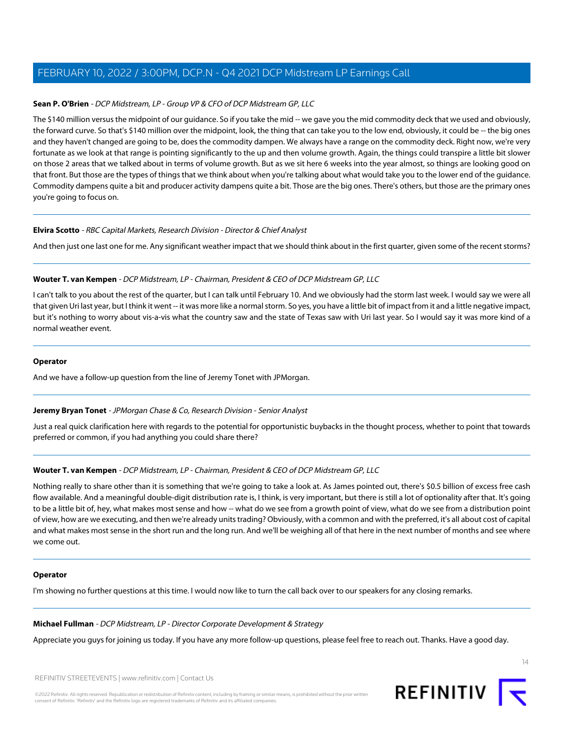**Sean P. O'Brien** - *DCP Midstream, LP - Group VP & CFO of DCP Midstream GP, LLC*

The $140 million versus the midpoint of our guidance. So if you take the mid -- we gave you the mid commodity deck that we used and obviously, the forward curve. So that's $140 million over the midpoint, look, the thing that can take you to the low end, obviously, it could be -- the big ones and they haven't changed are going to be, does the commodity dampen. We always have a range on the commodity deck. Right now, we're very fortunate as we look at that range is pointing significantly to the up and then volume growth. Again, the things could transpire a little bit slower on those 2 areas that we talked about in terms of volume growth. But as we sit here 6 weeks into the year almost, so things are looking good on that front. But those are the types of things that we think about when you're talking about what would take you to the lower end of the guidance. Commodity dampens quite a bit and producer activity dampens quite a bit. Those are the big ones. There's others, but those are the primary ones you're going to focus on.

---

**Elvira Scotto** - *RBC Capital Markets, Research Division - Director & Chief Analyst*

And then just one last one for me. Any significant weather impact that we should think about in the first quarter, given some of the recent storms?

---

**Wouter T. van Kempen** - *DCP Midstream, LP - Chairman, President & CEO of DCP Midstream GP, LLC*

I can't talk to you about the rest of the quarter, but I can talk until February 10. And we obviously had the storm last week. I would say we were all that given Uri last year, but I think it went -- it was more like a normal storm. So yes, you have a little bit of impact from it and a little negative impact, but it's nothing to worry about vis-a-vis what the country saw and the state of Texas saw with Uri last year. So I would say it was more kind of a normal weather event.

---

**Operator**

And we have a follow-up question from the line of Jeremy Tonet with JPMorgan.

---

**Jeremy Bryan Tonet** - *JPMorgan Chase & Co, Research Division - Senior Analyst*

Just a real quick clarification here with regards to the potential for opportunistic buybacks in the thought process, whether to point that towards preferred or common, if you had anything you could share there?

---

**Wouter T. van Kempen** - *DCP Midstream, LP - Chairman, President & CEO of DCP Midstream GP, LLC*

Nothing really to share other than it is something that we're going to take a look at. As James pointed out, there's $0.5 billion of excess free cash flow available. And a meaningful double-digit distribution rate is, I think, is very important, but there is still a lot of optionality after that. It's going to be a little bit of, hey, what makes most sense and how -- what do we see from a growth point of view, what do we see from a distribution point of view, how are we executing, and then we're already units trading? Obviously, with a common and with the preferred, it's all about cost of capital and what makes most sense in the short run and the long run. And we'll be weighing all of that here in the next number of months and see where we come out.

---

**Operator**

I'm showing no further questions at this time. I would now like to turn the call back over to our speakers for any closing remarks.

---

**Michael Fullman** - *DCP Midstream, LP - Director Corporate Development & Strategy*

Appreciate you guys for joining us today. If you have any more follow-up questions, please feel free to reach out. Thanks. Have a good day.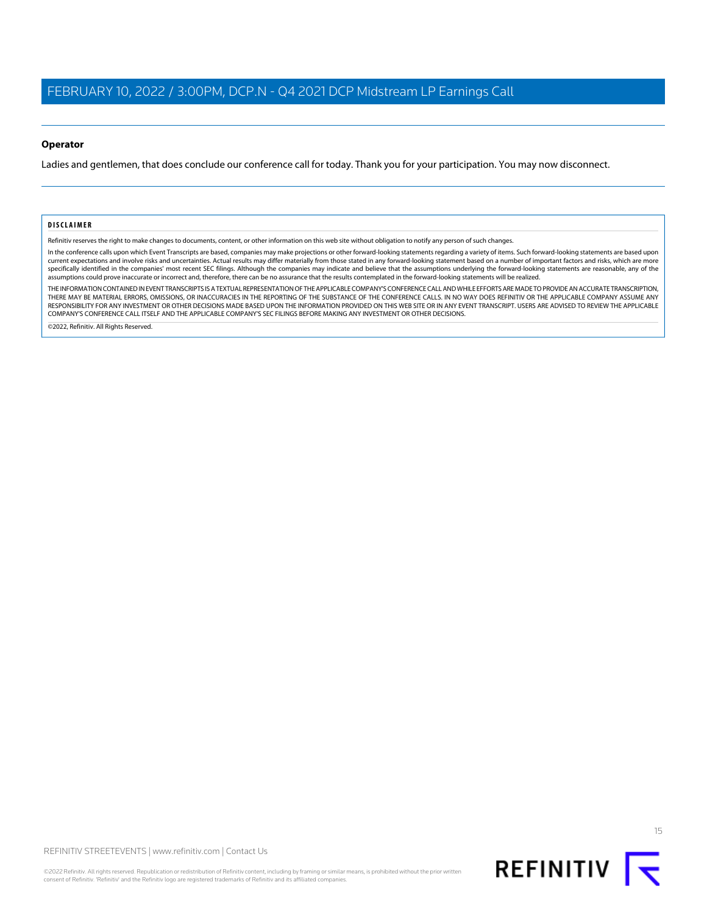**Operator**

Ladies and gentlemen, that does conclude our conference call for today. Thank you for your participation. You may now disconnect.

**DISCLAIMER**

Refinitiv reserves the right to make changes to documents, content, or other information on this web site without obligation to notify any person of such changes.

In the conference calls upon which Event Transcripts are based, companies may make projections or other forward-looking statements regarding a variety of items. Such forward-looking statements are based upon current expectations and involve risks and uncertainties. Actual results may differ materially from those stated in any forward-looking statement based on a number of important factors and risks, which are more specifically identified in the companies' most recent SEC filings. Although the companies may indicate and believe that the assumptions underlying the forward-looking statements are reasonable, any of the assumptions could prove inaccurate or incorrect and, therefore, there can be no assurance that the results contemplated in the forward-looking statements will be realized.

THE INFORMATION CONTAINED IN EVENT TRANSCRIPTS IS A TEXTUAL REPRESENTATION OF THE APPLICABLE COMPANY'S CONFERENCE CALL AND WHILE EFFORTS ARE MADE TO PROVIDE AN ACCURATE TRANSCRIPTION, THERE MAY BE MATERIAL ERRORS, OMISSIONS, OR INACCURACIES IN THE REPORTING OF THE SUBSTANCE OF THE CONFERENCE CALLS. IN NO WAY DOES REFINITIV OR THE APPLICABLE COMPANY ASSUME ANY RESPONSIBILITY FOR ANY INVESTMENT OR OTHER DECISIONS MADE BASED UPON THE INFORMATION PROVIDED ON THIS WEB SITE OR IN ANY EVENT TRANSCRIPT. USERS ARE ADVISED TO REVIEW THE APPLICABLE COMPANY'S CONFERENCE CALL ITSELF AND THE APPLICABLE COMPANY'S SEC FILINGS BEFORE MAKING ANY INVESTMENT OR OTHER DECISIONS.

©2022, Refinitiv. All Rights Reserved.